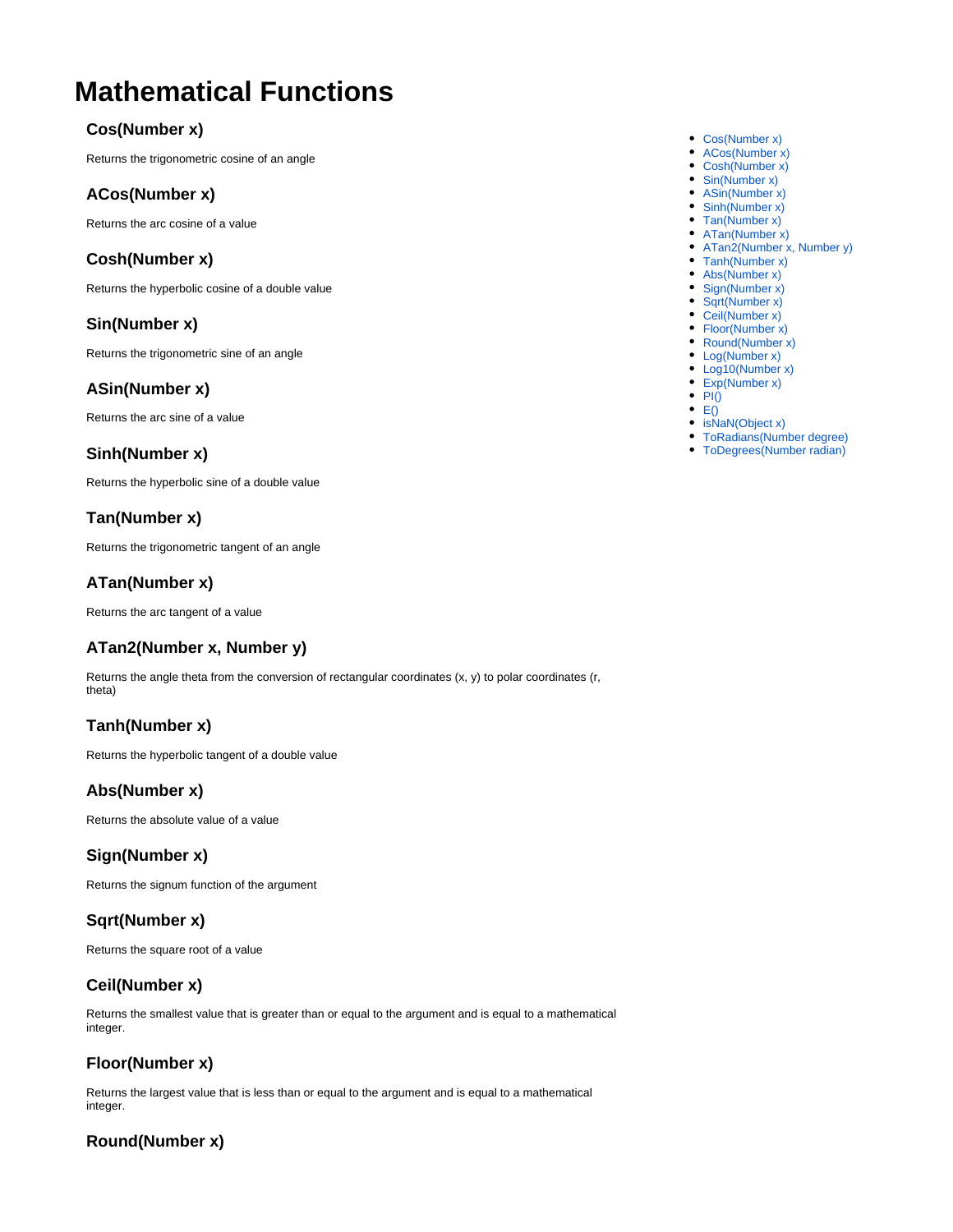# Mathematical Functions

- Cos(Number x)
- ACos(Number x)
- Cosh(Number x)
- Sin(Number x)
- ASin(Number x)
- Sinh(Number x)
- Tan(Number x)
- ATan(Number x)
- ATan2(Number x, Number y)
- Tanh(Number x)
- Abs(Number x)
- Sign(Number x)
- Sqrt(Number x)
- Ceil(Number x)
- Floor(Number x)
- Round(Number x)
- Log(Number x)
- Log10(Number x)
- Exp(Number x)
- PI()
- E()
- isNaN(Object x)
- ToRadians(Number degree)
- ToDegrees(Number radian)

### Cos(Number x)

Returns the trigonometric cosine of an angle

### ACos(Number x)

Returns the arc cosine of a value

### Cosh(Number x)

Returns the hyperbolic cosine of a double value

### Sin(Number x)

Returns the trigonometric sine of an angle

### ASin(Number x)

Returns the arc sine of a value

### Sinh(Number x)

Returns the hyperbolic sine of a double value

### Tan(Number x)

Returns the trigonometric tangent of an angle

### ATan(Number x)

Returns the arc tangent of a value

### ATan2(Number x, Number y)

Returns the angle theta from the conversion of rectangular coordinates (x, y) to polar coordinates (r, theta)

### Tanh(Number x)

Returns the hyperbolic tangent of a double value

### Abs(Number x)

Returns the absolute value of a value

### Sign(Number x)

Returns the signum function of the argument

### Sqrt(Number x)

Returns the square root of a value

### Ceil(Number x)

Returns the smallest value that is greater than or equal to the argument and is equal to a mathematical integer.

### Floor(Number x)

Returns the largest value that is less than or equal to the argument and is equal to a mathematical integer.

### Round(Number x)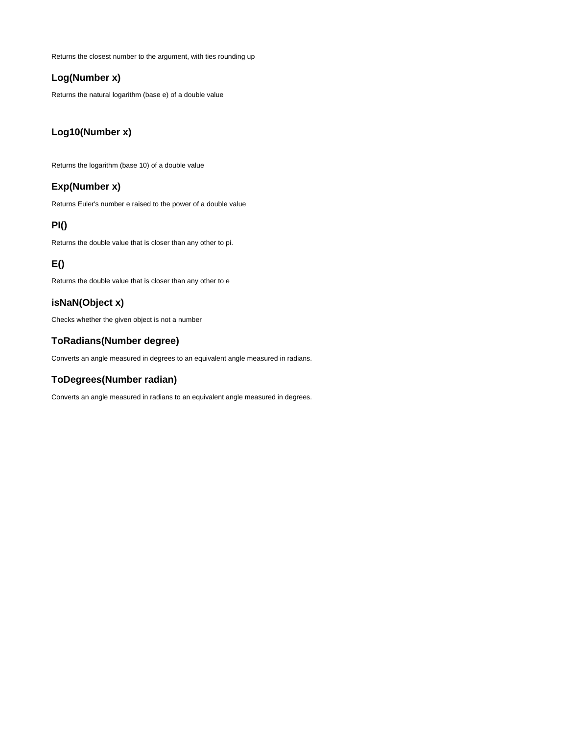Returns the closest number to the argument, with ties rounding up

### Log(Number x)

Returns the natural logarithm (base e) of a double value

### Log10(Number x)

Returns the logarithm (base 10) of a double value

### Exp(Number x)

Returns Euler's number e raised to the power of a double value

### PI()

Returns the double value that is closer than any other to pi.

### E()

Returns the double value that is closer than any other to e

### isNaN(Object x)

Checks whether the given object is not a number

### ToRadians(Number degree)

Converts an angle measured in degrees to an equivalent angle measured in radians.

### ToDegrees(Number radian)

Converts an angle measured in radians to an equivalent angle measured in degrees.